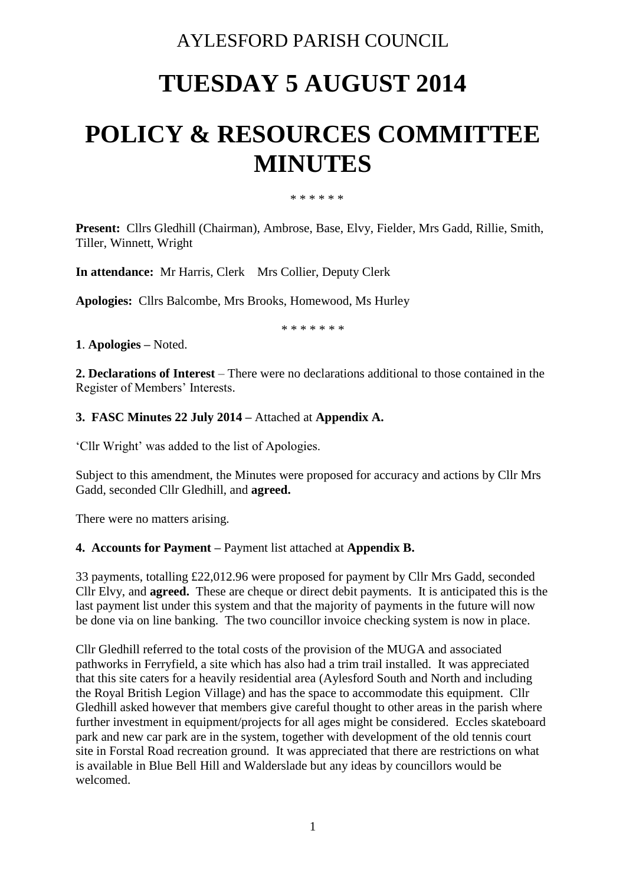AYLESFORD PARISH COUNCIL

# TUESDAY 5 AUGUST 2014

# POLICY & RESOURCES COMMITTEE MINUTES

\* \* \* \* \* \*

**Present:** Cllrs Gledhill (Chairman), Ambrose, Base, Elvy, Fielder, Mrs Gadd, Rillie, Smith, Tiller, Winnett, Wright

**In attendance:** Mr Harris, Clerk  Mrs Collier, Deputy Clerk

**Apologies:** Cllrs Balcombe, Mrs Brooks, Homewood, Ms Hurley

\* \* \* \* \* \* \*

**1**. **Apologies –** Noted.

**2. Declarations of Interest** – There were no declarations additional to those contained in the Register of Members' Interests.

**3. FASC Minutes 22 July 2014 –** Attached at **Appendix A.**

'Cllr Wright' was added to the list of Apologies.

Subject to this amendment, the Minutes were proposed for accuracy and actions by Cllr Mrs Gadd, seconded Cllr Gledhill, and **agreed.**

There were no matters arising.

**4. Accounts for Payment –** Payment list attached at **Appendix B.**

33 payments, totalling £22,012.96 were proposed for payment by Cllr Mrs Gadd, seconded Cllr Elvy, and **agreed.** These are cheque or direct debit payments. It is anticipated this is the last payment list under this system and that the majority of payments in the future will now be done via on line banking. The two councillor invoice checking system is now in place.

Cllr Gledhill referred to the total costs of the provision of the MUGA and associated pathworks in Ferryfield, a site which has also had a trim trail installed. It was appreciated that this site caters for a heavily residential area (Aylesford South and North and including the Royal British Legion Village) and has the space to accommodate this equipment. Cllr Gledhill asked however that members give careful thought to other areas in the parish where further investment in equipment/projects for all ages might be considered. Eccles skateboard park and new car park are in the system, together with development of the old tennis court site in Forstal Road recreation ground. It was appreciated that there are restrictions on what is available in Blue Bell Hill and Walderslade but any ideas by councillors would be welcomed.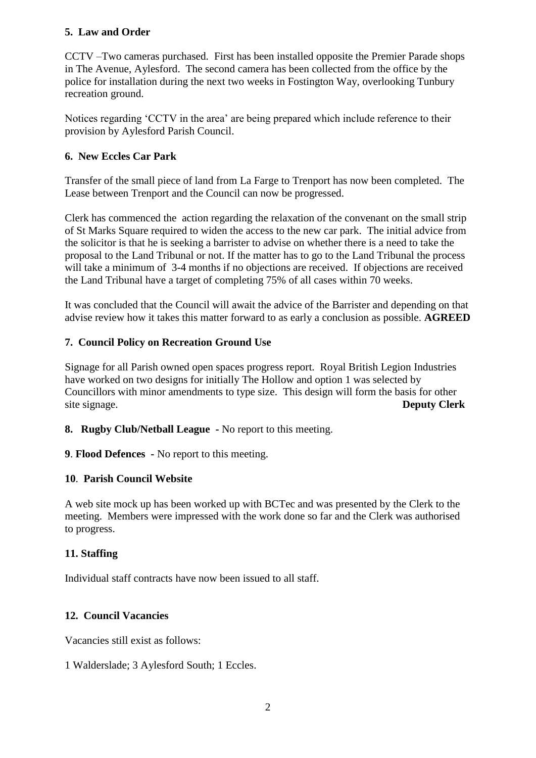**5. Law and Order**

CCTV –Two cameras purchased. First has been installed opposite the Premier Parade shops in The Avenue, Aylesford. The second camera has been collected from the office by the police for installation during the next two weeks in Fostington Way, overlooking Tunbury recreation ground.

Notices regarding 'CCTV in the area' are being prepared which include reference to their provision by Aylesford Parish Council.

**6. New Eccles Car Park**

Transfer of the small piece of land from La Farge to Trenport has now been completed. The Lease between Trenport and the Council can now be progressed.

Clerk has commenced the action regarding the relaxation of the convenant on the small strip of St Marks Square required to widen the access to the new car park. The initial advice from the solicitor is that he is seeking a barrister to advise on whether there is a need to take the proposal to the Land Tribunal or not. If the matter has to go to the Land Tribunal the process will take a minimum of 3-4 months if no objections are received. If objections are received the Land Tribunal have a target of completing 75% of all cases within 70 weeks.

It was concluded that the Council will await the advice of the Barrister and depending on that advise review how it takes this matter forward to as early a conclusion as possible. **AGREED**

**7. Council Policy on Recreation Ground Use**

Signage for all Parish owned open spaces progress report. Royal British Legion Industries have worked on two designs for initially The Hollow and option 1 was selected by Councillors with minor amendments to type size. This design will form the basis for other site signage. **Deputy Clerk**

**8. Rugby Club/Netball League -** No report to this meeting.

**9**. **Flood Defences -** No report to this meeting.

**10**. **Parish Council Website**

A web site mock up has been worked up with BCTec and was presented by the Clerk to the meeting. Members were impressed with the work done so far and the Clerk was authorised to progress.

**11. Staffing**

Individual staff contracts have now been issued to all staff.

**12. Council Vacancies**

Vacancies still exist as follows:

1 Walderslade; 3 Aylesford South; 1 Eccles.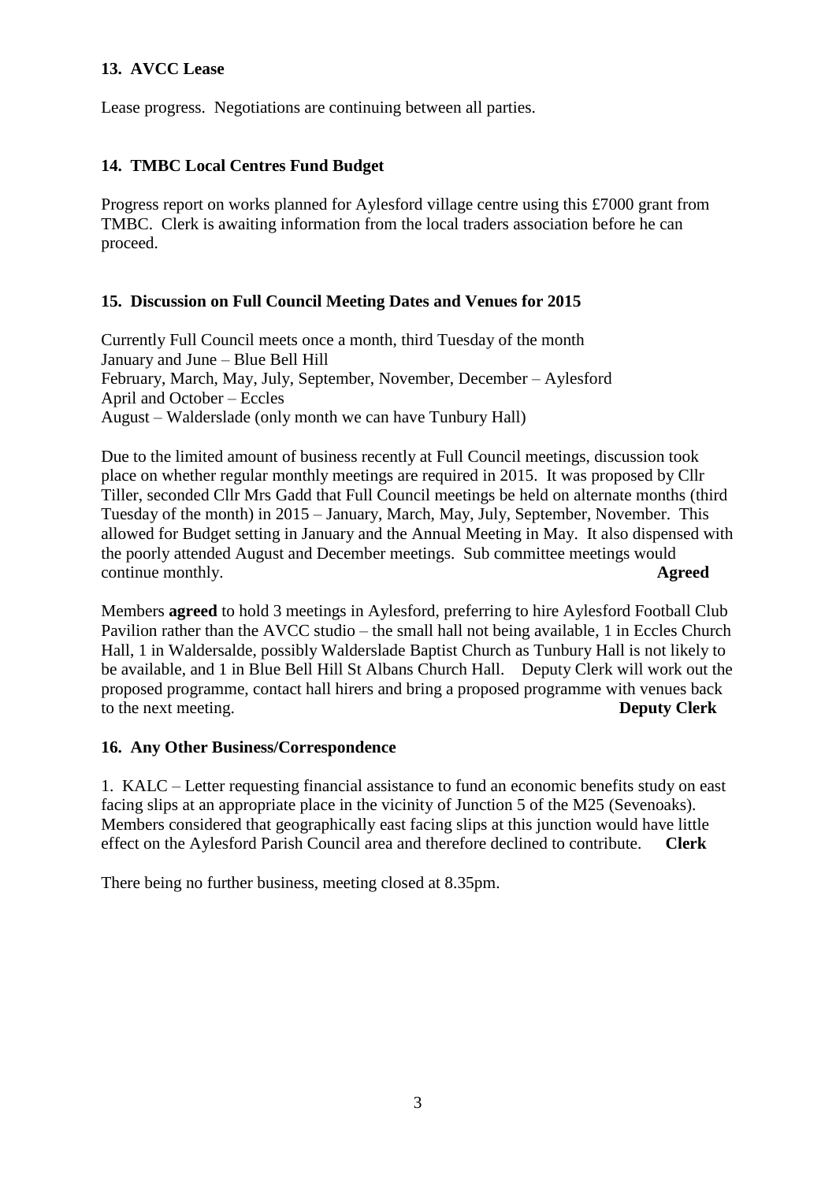### 13. AVCC Lease

Lease progress. Negotiations are continuing between all parties.

### 14. TMBC Local Centres Fund Budget

Progress report on works planned for Aylesford village centre using this £7000 grant from TMBC. Clerk is awaiting information from the local traders association before he can proceed.

### 15. Discussion on Full Council Meeting Dates and Venues for 2015

Currently Full Council meets once a month, third Tuesday of the month
January and June – Blue Bell Hill
February, March, May, July, September, November, December – Aylesford
April and October – Eccles
August – Walderslade (only month we can have Tunbury Hall)

Due to the limited amount of business recently at Full Council meetings, discussion took place on whether regular monthly meetings are required in 2015. It was proposed by Cllr Tiller, seconded Cllr Mrs Gadd that Full Council meetings be held on alternate months (third Tuesday of the month) in 2015 – January, March, May, July, September, November. This allowed for Budget setting in January and the Annual Meeting in May. It also dispensed with the poorly attended August and December meetings. Sub committee meetings would continue monthly. **Agreed**

Members **agreed** to hold 3 meetings in Aylesford, preferring to hire Aylesford Football Club Pavilion rather than the AVCC studio – the small hall not being available, 1 in Eccles Church Hall, 1 in Waldersalde, possibly Walderslade Baptist Church as Tunbury Hall is not likely to be available, and 1 in Blue Bell Hill St Albans Church Hall. Deputy Clerk will work out the proposed programme, contact hall hirers and bring a proposed programme with venues back to the next meeting. **Deputy Clerk**

### 16. Any Other Business/Correspondence

1. KALC – Letter requesting financial assistance to fund an economic benefits study on east facing slips at an appropriate place in the vicinity of Junction 5 of the M25 (Sevenoaks). Members considered that geographically east facing slips at this junction would have little effect on the Aylesford Parish Council area and therefore declined to contribute. **Clerk**

There being no further business, meeting closed at 8.35pm.